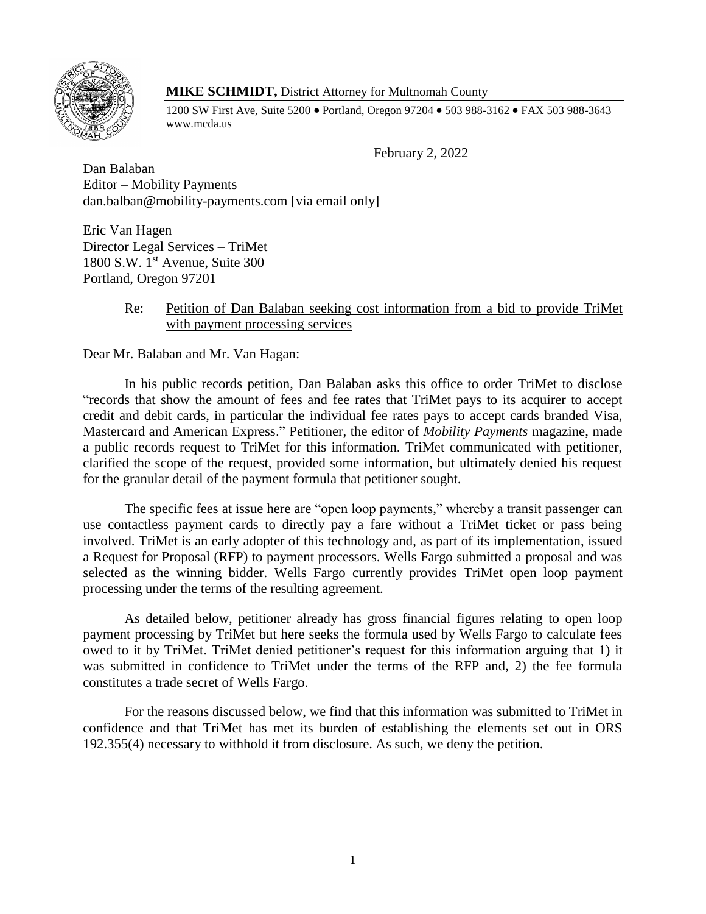**MIKE SCHMIDT,** District Attorney for Multnomah County

1200 SW First Ave, Suite 5200 • Portland, Oregon 97204 • 503 988-3162 • FAX 503 988-3643
www.mcda.us

February 2, 2022

Dan Balaban
Editor – Mobility Payments
dan.balban@mobility-payments.com [via email only]

Eric Van Hagen
Director Legal Services – TriMet
1800 S.W. 1st Avenue, Suite 300
Portland, Oregon 97201

Re: Petition of Dan Balaban seeking cost information from a bid to provide TriMet with payment processing services

Dear Mr. Balaban and Mr. Van Hagan:

In his public records petition, Dan Balaban asks this office to order TriMet to disclose "records that show the amount of fees and fee rates that TriMet pays to its acquirer to accept credit and debit cards, in particular the individual fee rates pays to accept cards branded Visa, Mastercard and American Express." Petitioner, the editor of *Mobility Payments* magazine, made a public records request to TriMet for this information. TriMet communicated with petitioner, clarified the scope of the request, provided some information, but ultimately denied his request for the granular detail of the payment formula that petitioner sought.

The specific fees at issue here are "open loop payments," whereby a transit passenger can use contactless payment cards to directly pay a fare without a TriMet ticket or pass being involved. TriMet is an early adopter of this technology and, as part of its implementation, issued a Request for Proposal (RFP) to payment processors. Wells Fargo submitted a proposal and was selected as the winning bidder. Wells Fargo currently provides TriMet open loop payment processing under the terms of the resulting agreement.

As detailed below, petitioner already has gross financial figures relating to open loop payment processing by TriMet but here seeks the formula used by Wells Fargo to calculate fees owed to it by TriMet. TriMet denied petitioner's request for this information arguing that 1) it was submitted in confidence to TriMet under the terms of the RFP and, 2) the fee formula constitutes a trade secret of Wells Fargo.

For the reasons discussed below, we find that this information was submitted to TriMet in confidence and that TriMet has met its burden of establishing the elements set out in ORS 192.355(4) necessary to withhold it from disclosure. As such, we deny the petition.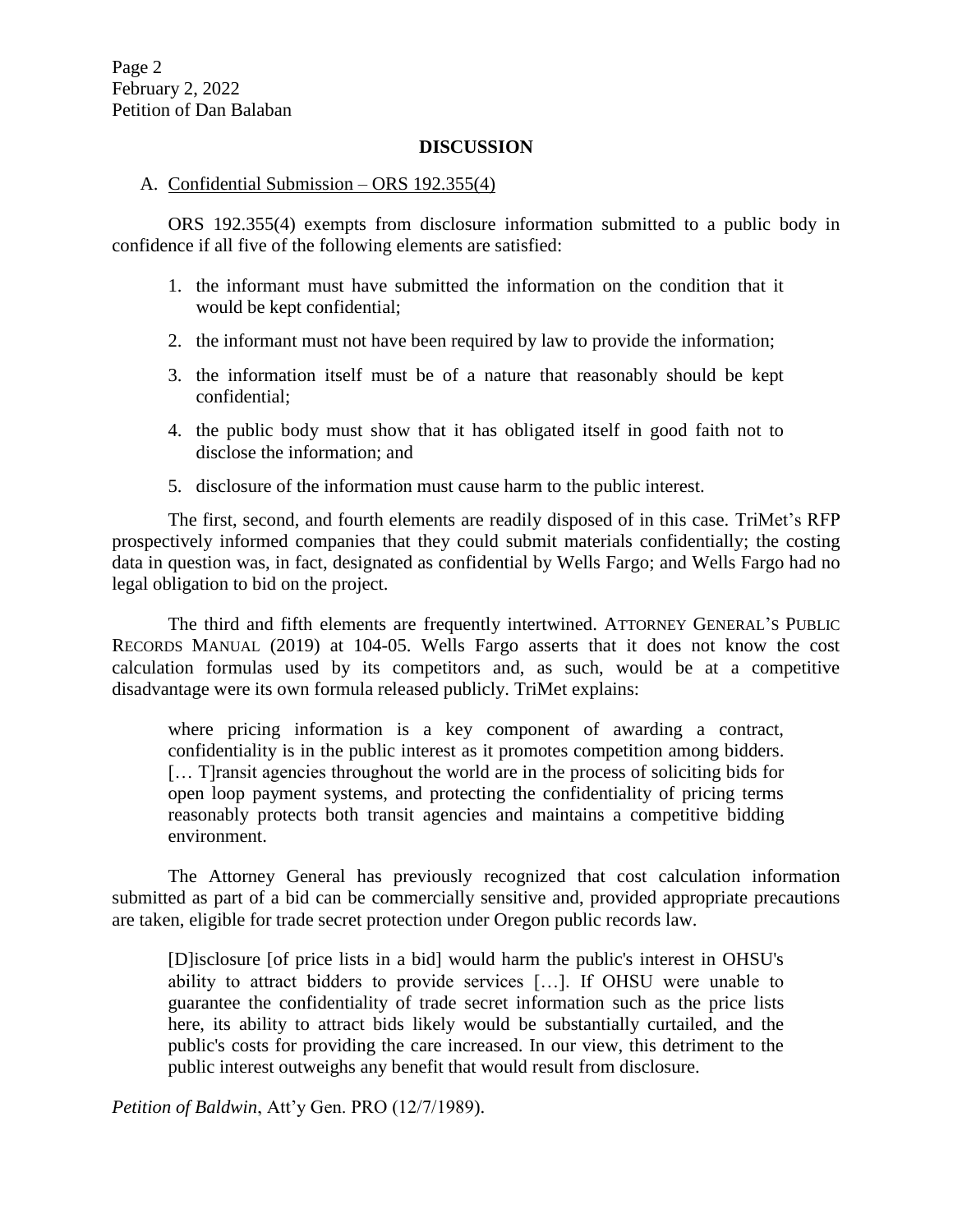## DISCUSSION

A. Confidential Submission – ORS 192.355(4)

ORS 192.355(4) exempts from disclosure information submitted to a public body in confidence if all five of the following elements are satisfied:

1. the informant must have submitted the information on the condition that it would be kept confidential;
2. the informant must not have been required by law to provide the information;
3. the information itself must be of a nature that reasonably should be kept confidential;
4. the public body must show that it has obligated itself in good faith not to disclose the information; and
5. disclosure of the information must cause harm to the public interest.

The first, second, and fourth elements are readily disposed of in this case. TriMet's RFP prospectively informed companies that they could submit materials confidentially; the costing data in question was, in fact, designated as confidential by Wells Fargo; and Wells Fargo had no legal obligation to bid on the project.

The third and fifth elements are frequently intertwined. ATTORNEY GENERAL'S PUBLIC RECORDS MANUAL (2019) at 104-05. Wells Fargo asserts that it does not know the cost calculation formulas used by its competitors and, as such, would be at a competitive disadvantage were its own formula released publicly. TriMet explains:

> where pricing information is a key component of awarding a contract, confidentiality is in the public interest as it promotes competition among bidders. [… T]ransit agencies throughout the world are in the process of soliciting bids for open loop payment systems, and protecting the confidentiality of pricing terms reasonably protects both transit agencies and maintains a competitive bidding environment.

The Attorney General has previously recognized that cost calculation information submitted as part of a bid can be commercially sensitive and, provided appropriate precautions are taken, eligible for trade secret protection under Oregon public records law.

> [D]isclosure [of price lists in a bid] would harm the public's interest in OHSU's ability to attract bidders to provide services […]. If OHSU were unable to guarantee the confidentiality of trade secret information such as the price lists here, its ability to attract bids likely would be substantially curtailed, and the public's costs for providing the care increased. In our view, this detriment to the public interest outweighs any benefit that would result from disclosure.

*Petition of Baldwin*, Att'y Gen. PRO (12/7/1989).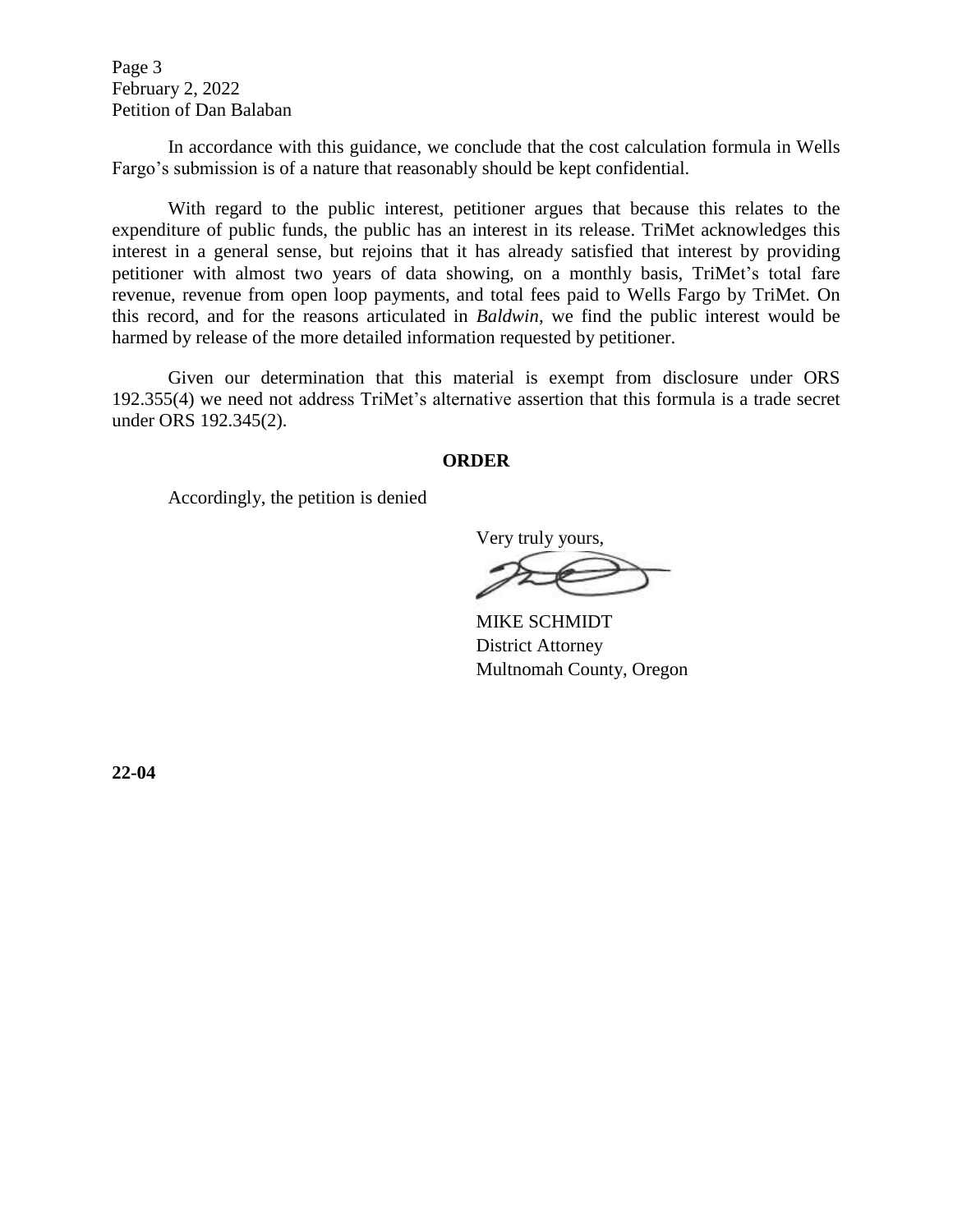In accordance with this guidance, we conclude that the cost calculation formula in Wells Fargo's submission is of a nature that reasonably should be kept confidential.

With regard to the public interest, petitioner argues that because this relates to the expenditure of public funds, the public has an interest in its release. TriMet acknowledges this interest in a general sense, but rejoins that it has already satisfied that interest by providing petitioner with almost two years of data showing, on a monthly basis, TriMet's total fare revenue, revenue from open loop payments, and total fees paid to Wells Fargo by TriMet. On this record, and for the reasons articulated in *Baldwin*, we find the public interest would be harmed by release of the more detailed information requested by petitioner.

Given our determination that this material is exempt from disclosure under ORS 192.355(4) we need not address TriMet's alternative assertion that this formula is a trade secret under ORS 192.345(2).

**ORDER**

Accordingly, the petition is denied

Very truly yours,

MIKE SCHMIDT
District Attorney
Multnomah County, Oregon

**22-04**